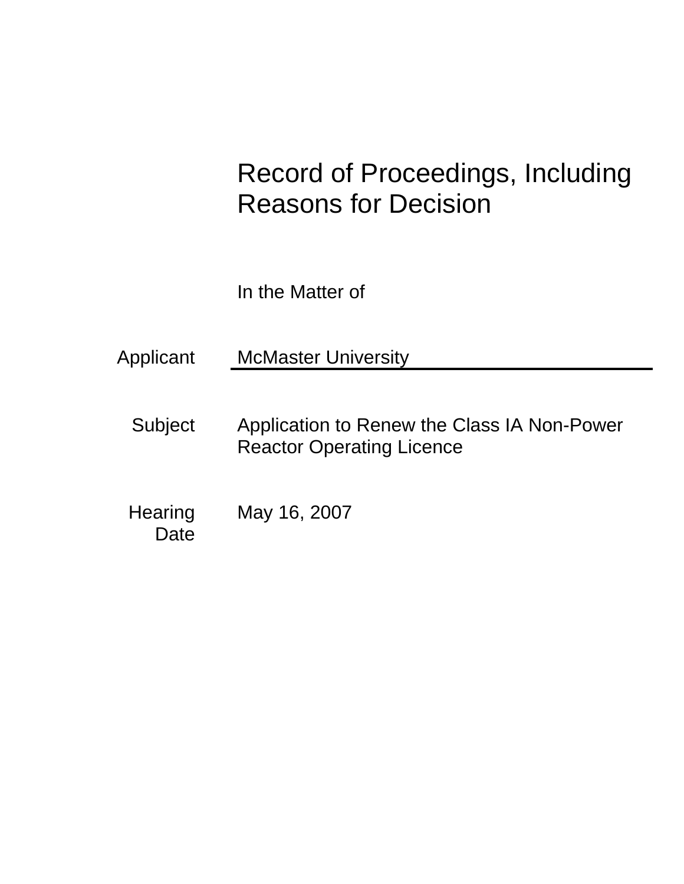# Record of Proceedings, Including Reasons for Decision

In the Matter of

| | |
|---|---|
| Applicant | McMaster University |
| Subject | Application to Renew the Class IA Non-Power Reactor Operating Licence |
| Hearing Date | May 16, 2007 |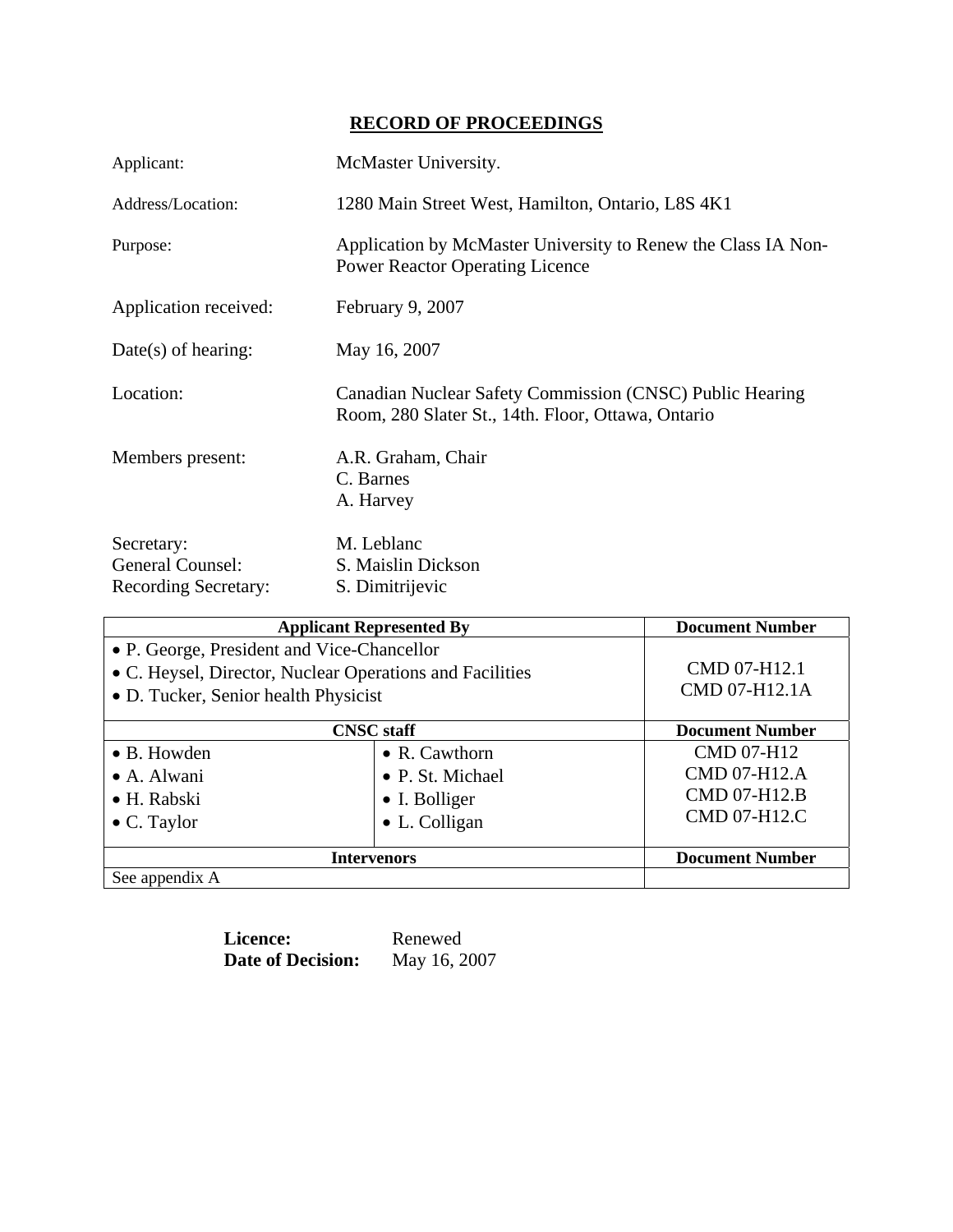# RECORD OF PROCEEDINGS

| | |
|---|---|
| Applicant: | McMaster University. |
| Address/Location: | 1280 Main Street West, Hamilton, Ontario, L8S 4K1 |
| Purpose: | Application by McMaster University to Renew the Class IA Non-Power Reactor Operating Licence |
| Application received: | February 9, 2007 |
| Date(s) of hearing: | May 16, 2007 |
| Location: | Canadian Nuclear Safety Commission (CNSC) Public Hearing Room, 280 Slater St., 14th. Floor, Ottawa, Ontario |
| Members present: | A.R. Graham, Chair<br>C. Barnes<br>A. Harvey |
| Secretary: | M. Leblanc |
| General Counsel: | S. Maislin Dickson |
| Recording Secretary: | S. Dimitrijevic |

| Applicant Represented By | | Document Number |
|---|---|---|
| • P. George, President and Vice-Chancellor<br>• C. Heysel, Director, Nuclear Operations and Facilities<br>• D. Tucker, Senior health Physicist | | CMD 07-H12.1<br>CMD 07-H12.1A |
| **CNSC staff** | | **Document Number** |
| • B. Howden<br>• A. Alwani<br>• H. Rabski<br>• C. Taylor | • R. Cawthorn<br>• P. St. Michael<br>• I. Bolliger<br>• L. Colligan | CMD 07-H12<br>CMD 07-H12.A<br>CMD 07-H12.B<br>CMD 07-H12.C |
| **Intervenors** | | **Document Number** |
| See appendix A | | |

**Licence:** Renewed
**Date of Decision:** May 16, 2007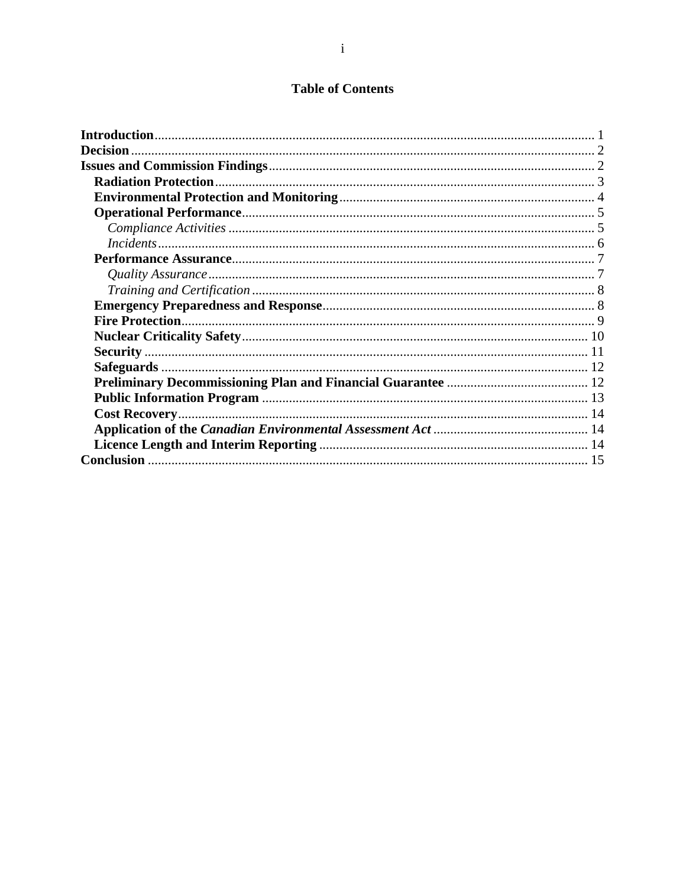## Table of Contents

**Introduction** .......... 1
**Decision** .......... 2
**Issues and Commission Findings** .......... 2
  **Radiation Protection** .......... 3
  **Environmental Protection and Monitoring** .......... 4
  **Operational Performance** .......... 5
    *Compliance Activities* .......... 5
    *Incidents* .......... 6
  **Performance Assurance** .......... 7
    *Quality Assurance* .......... 7
    *Training and Certification* .......... 8
  **Emergency Preparedness and Response** .......... 8
  **Fire Protection** .......... 9
  **Nuclear Criticality Safety** .......... 10
  **Security** .......... 11
  **Safeguards** .......... 12
  **Preliminary Decommissioning Plan and Financial Guarantee** .......... 12
  **Public Information Program** .......... 13
  **Cost Recovery** .......... 14
  **Application of the *Canadian Environmental Assessment Act*** .......... 14
  **Licence Length and Interim Reporting** .......... 14
**Conclusion** .......... 15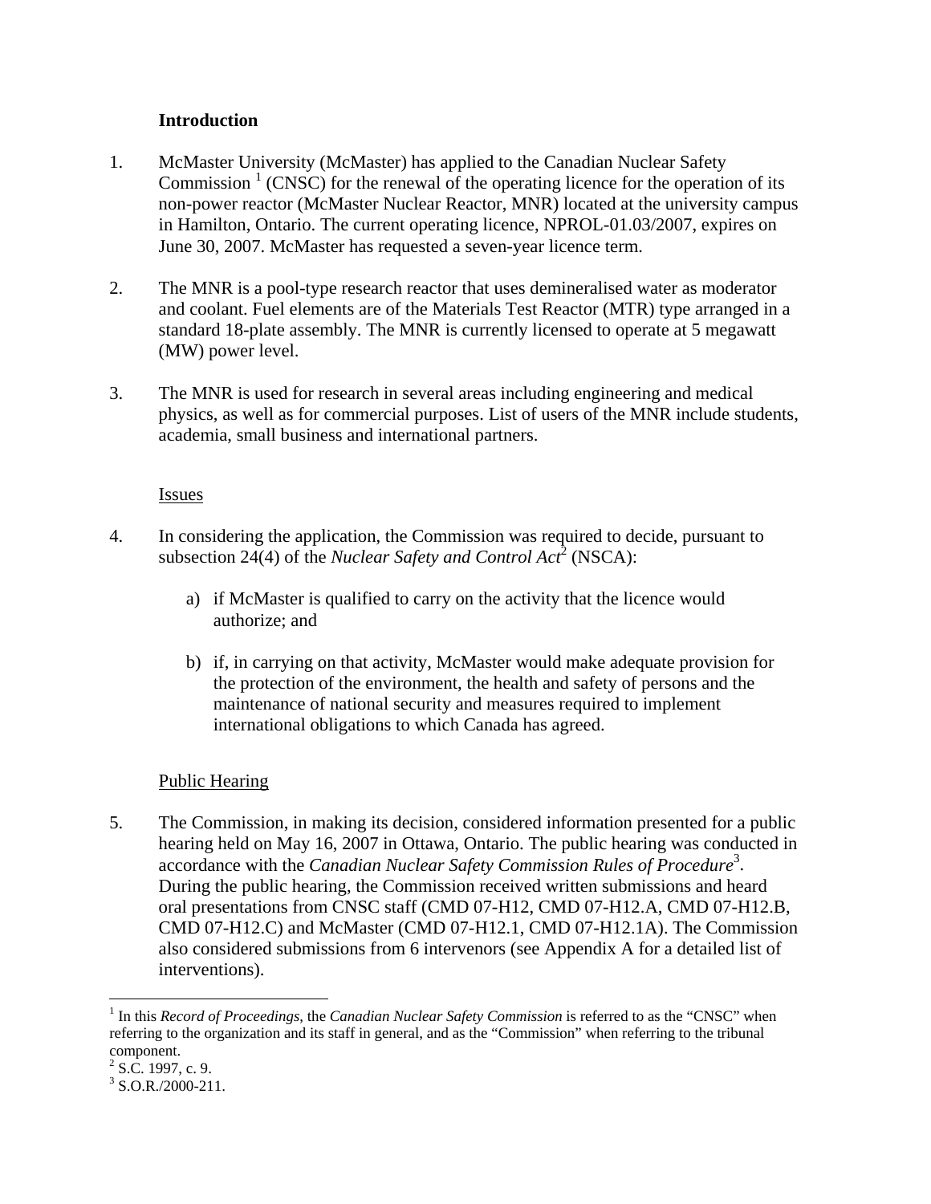## Introduction

1. McMaster University (McMaster) has applied to the Canadian Nuclear Safety Commission [1] (CNSC) for the renewal of the operating licence for the operation of its non-power reactor (McMaster Nuclear Reactor, MNR) located at the university campus in Hamilton, Ontario. The current operating licence, NPROL-01.03/2007, expires on June 30, 2007. McMaster has requested a seven-year licence term.

2. The MNR is a pool-type research reactor that uses demineralised water as moderator and coolant. Fuel elements are of the Materials Test Reactor (MTR) type arranged in a standard 18-plate assembly. The MNR is currently licensed to operate at 5 megawatt (MW) power level.

3. The MNR is used for research in several areas including engineering and medical physics, as well as for commercial purposes. List of users of the MNR include students, academia, small business and international partners.

### Issues

4. In considering the application, the Commission was required to decide, pursuant to subsection 24(4) of the *Nuclear Safety and Control Act*[2] (NSCA):

   a) if McMaster is qualified to carry on the activity that the licence would authorize; and

   b) if, in carrying on that activity, McMaster would make adequate provision for the protection of the environment, the health and safety of persons and the maintenance of national security and measures required to implement international obligations to which Canada has agreed.

### Public Hearing

5. The Commission, in making its decision, considered information presented for a public hearing held on May 16, 2007 in Ottawa, Ontario. The public hearing was conducted in accordance with the *Canadian Nuclear Safety Commission Rules of Procedure*[3]. During the public hearing, the Commission received written submissions and heard oral presentations from CNSC staff (CMD 07-H12, CMD 07-H12.A, CMD 07-H12.B, CMD 07-H12.C) and McMaster (CMD 07-H12.1, CMD 07-H12.1A). The Commission also considered submissions from 6 intervenors (see Appendix A for a detailed list of interventions).

---

[1] In this *Record of Proceedings*, the *Canadian Nuclear Safety Commission* is referred to as the "CNSC" when referring to the organization and its staff in general, and as the "Commission" when referring to the tribunal component.

[2] S.C. 1997, c. 9.

[3] S.O.R./2000-211.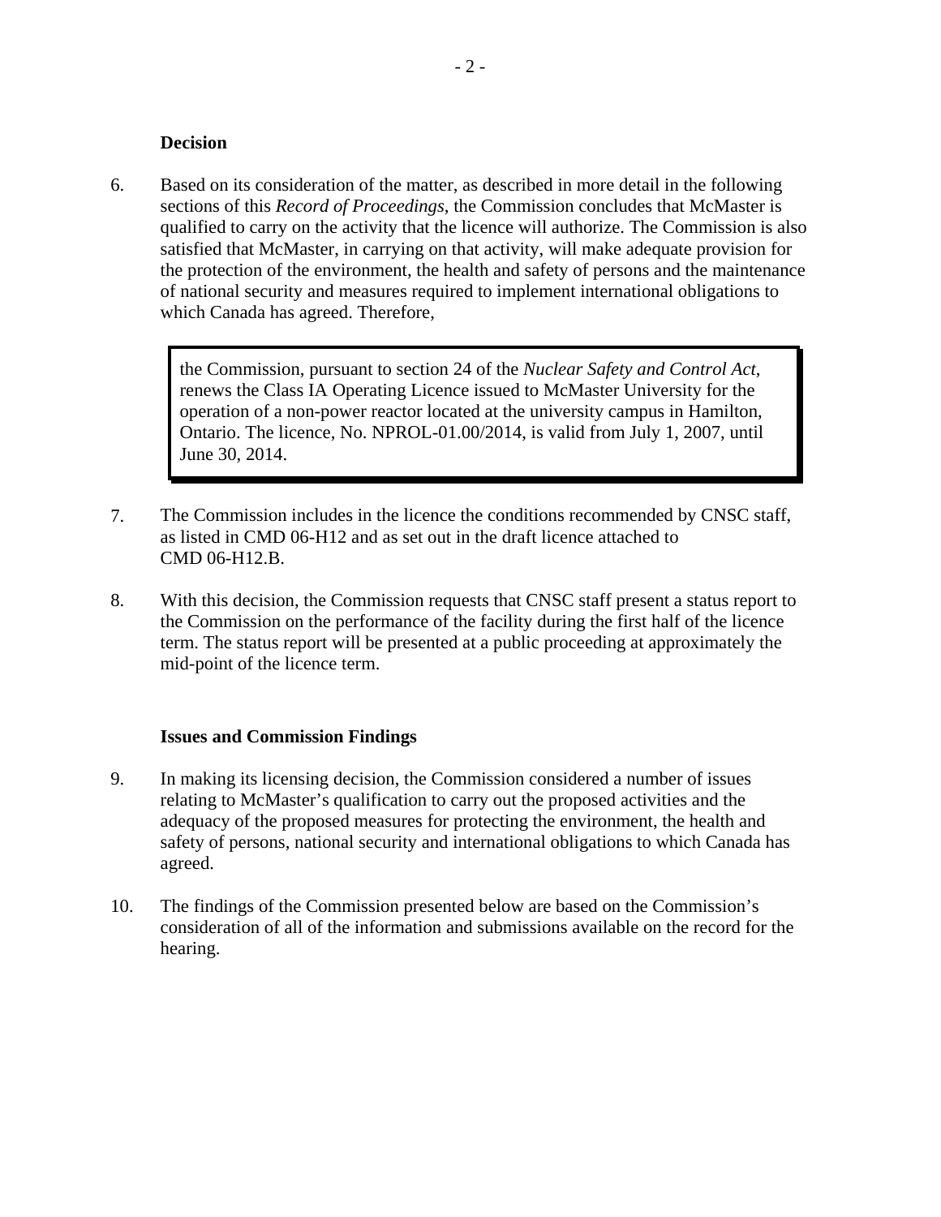### Decision

6. Based on its consideration of the matter, as described in more detail in the following sections of this *Record of Proceedings*, the Commission concludes that McMaster is qualified to carry on the activity that the licence will authorize. The Commission is also satisfied that McMaster, in carrying on that activity, will make adequate provision for the protection of the environment, the health and safety of persons and the maintenance of national security and measures required to implement international obligations to which Canada has agreed. Therefore,

> the Commission, pursuant to section 24 of the *Nuclear Safety and Control Act*, renews the Class IA Operating Licence issued to McMaster University for the operation of a non-power reactor located at the university campus in Hamilton, Ontario. The licence, No. NPROL-01.00/2014, is valid from July 1, 2007, until June 30, 2014.

7. The Commission includes in the licence the conditions recommended by CNSC staff, as listed in CMD 06-H12 and as set out in the draft licence attached to CMD 06-H12.B.

8. With this decision, the Commission requests that CNSC staff present a status report to the Commission on the performance of the facility during the first half of the licence term. The status report will be presented at a public proceeding at approximately the mid-point of the licence term.

### Issues and Commission Findings

9. In making its licensing decision, the Commission considered a number of issues relating to McMaster's qualification to carry out the proposed activities and the adequacy of the proposed measures for protecting the environment, the health and safety of persons, national security and international obligations to which Canada has agreed.

10. The findings of the Commission presented below are based on the Commission's consideration of all of the information and submissions available on the record for the hearing.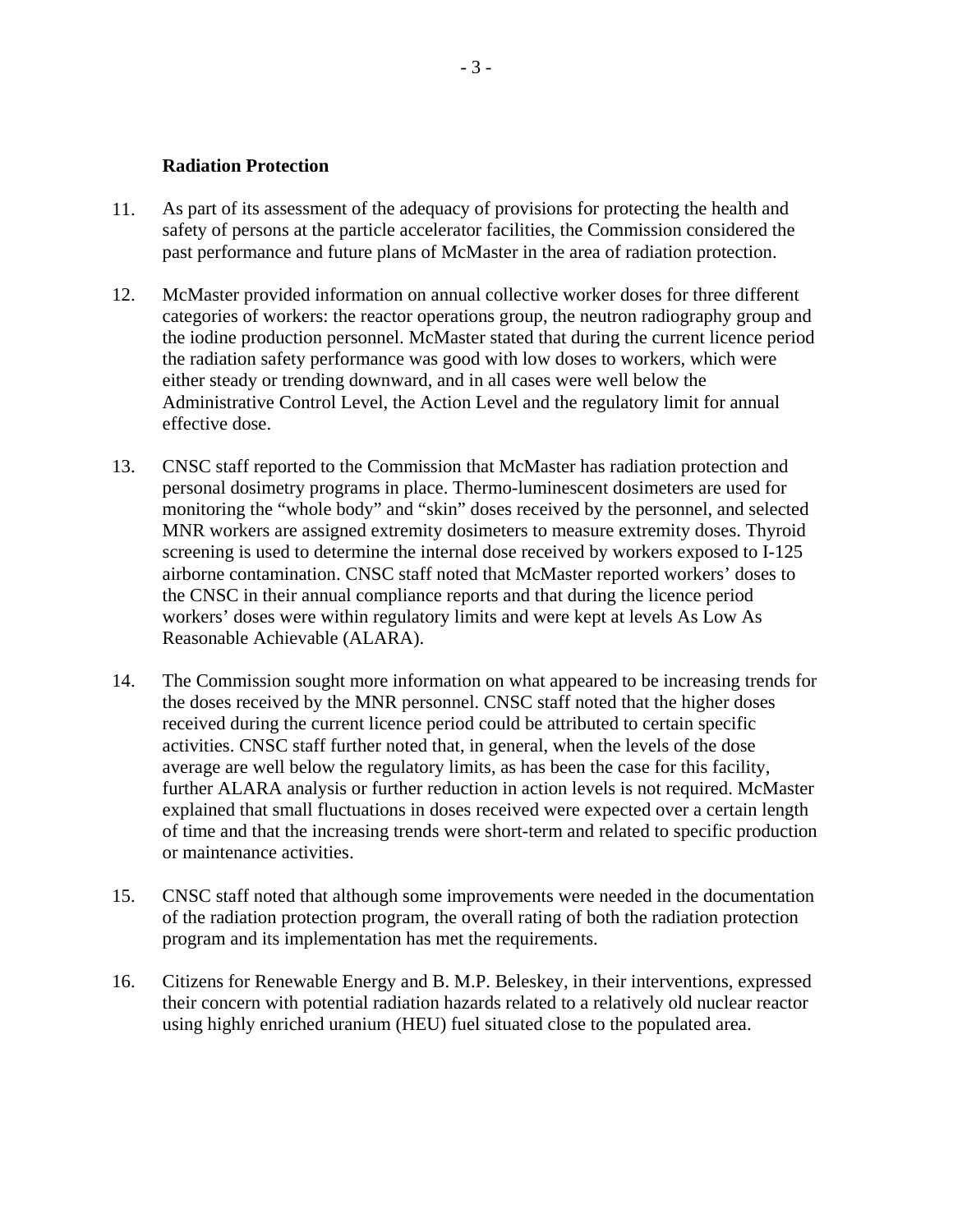**Radiation Protection**

11. As part of its assessment of the adequacy of provisions for protecting the health and safety of persons at the particle accelerator facilities, the Commission considered the past performance and future plans of McMaster in the area of radiation protection.

12. McMaster provided information on annual collective worker doses for three different categories of workers: the reactor operations group, the neutron radiography group and the iodine production personnel. McMaster stated that during the current licence period the radiation safety performance was good with low doses to workers, which were either steady or trending downward, and in all cases were well below the Administrative Control Level, the Action Level and the regulatory limit for annual effective dose.

13. CNSC staff reported to the Commission that McMaster has radiation protection and personal dosimetry programs in place. Thermo-luminescent dosimeters are used for monitoring the "whole body" and "skin" doses received by the personnel, and selected MNR workers are assigned extremity dosimeters to measure extremity doses. Thyroid screening is used to determine the internal dose received by workers exposed to I-125 airborne contamination. CNSC staff noted that McMaster reported workers' doses to the CNSC in their annual compliance reports and that during the licence period workers' doses were within regulatory limits and were kept at levels As Low As Reasonable Achievable (ALARA).

14. The Commission sought more information on what appeared to be increasing trends for the doses received by the MNR personnel. CNSC staff noted that the higher doses received during the current licence period could be attributed to certain specific activities. CNSC staff further noted that, in general, when the levels of the dose average are well below the regulatory limits, as has been the case for this facility, further ALARA analysis or further reduction in action levels is not required. McMaster explained that small fluctuations in doses received were expected over a certain length of time and that the increasing trends were short-term and related to specific production or maintenance activities.

15. CNSC staff noted that although some improvements were needed in the documentation of the radiation protection program, the overall rating of both the radiation protection program and its implementation has met the requirements.

16. Citizens for Renewable Energy and B. M.P. Beleskey, in their interventions, expressed their concern with potential radiation hazards related to a relatively old nuclear reactor using highly enriched uranium (HEU) fuel situated close to the populated area.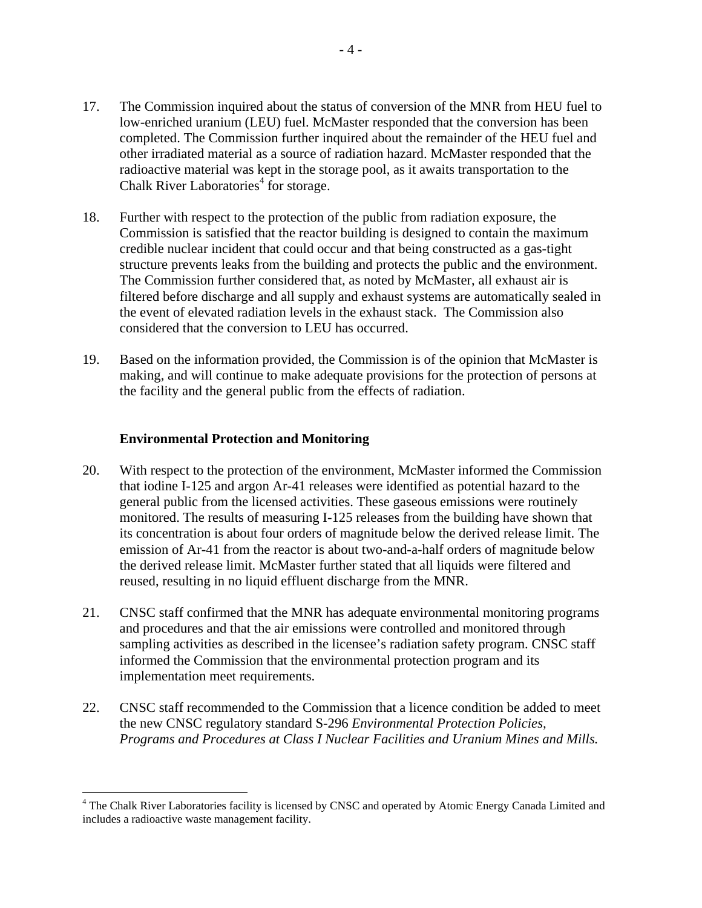17. The Commission inquired about the status of conversion of the MNR from HEU fuel to low-enriched uranium (LEU) fuel. McMaster responded that the conversion has been completed. The Commission further inquired about the remainder of the HEU fuel and other irradiated material as a source of radiation hazard. McMaster responded that the radioactive material was kept in the storage pool, as it awaits transportation to the Chalk River Laboratories[4] for storage.

18. Further with respect to the protection of the public from radiation exposure, the Commission is satisfied that the reactor building is designed to contain the maximum credible nuclear incident that could occur and that being constructed as a gas-tight structure prevents leaks from the building and protects the public and the environment. The Commission further considered that, as noted by McMaster, all exhaust air is filtered before discharge and all supply and exhaust systems are automatically sealed in the event of elevated radiation levels in the exhaust stack. The Commission also considered that the conversion to LEU has occurred.

19. Based on the information provided, the Commission is of the opinion that McMaster is making, and will continue to make adequate provisions for the protection of persons at the facility and the general public from the effects of radiation.

**Environmental Protection and Monitoring**

20. With respect to the protection of the environment, McMaster informed the Commission that iodine I-125 and argon Ar-41 releases were identified as potential hazard to the general public from the licensed activities. These gaseous emissions were routinely monitored. The results of measuring I-125 releases from the building have shown that its concentration is about four orders of magnitude below the derived release limit. The emission of Ar-41 from the reactor is about two-and-a-half orders of magnitude below the derived release limit. McMaster further stated that all liquids were filtered and reused, resulting in no liquid effluent discharge from the MNR.

21. CNSC staff confirmed that the MNR has adequate environmental monitoring programs and procedures and that the air emissions were controlled and monitored through sampling activities as described in the licensee's radiation safety program. CNSC staff informed the Commission that the environmental protection program and its implementation meet requirements.

22. CNSC staff recommended to the Commission that a licence condition be added to meet the new CNSC regulatory standard S-296 *Environmental Protection Policies, Programs and Procedures at Class I Nuclear Facilities and Uranium Mines and Mills.*

[4] The Chalk River Laboratories facility is licensed by CNSC and operated by Atomic Energy Canada Limited and includes a radioactive waste management facility.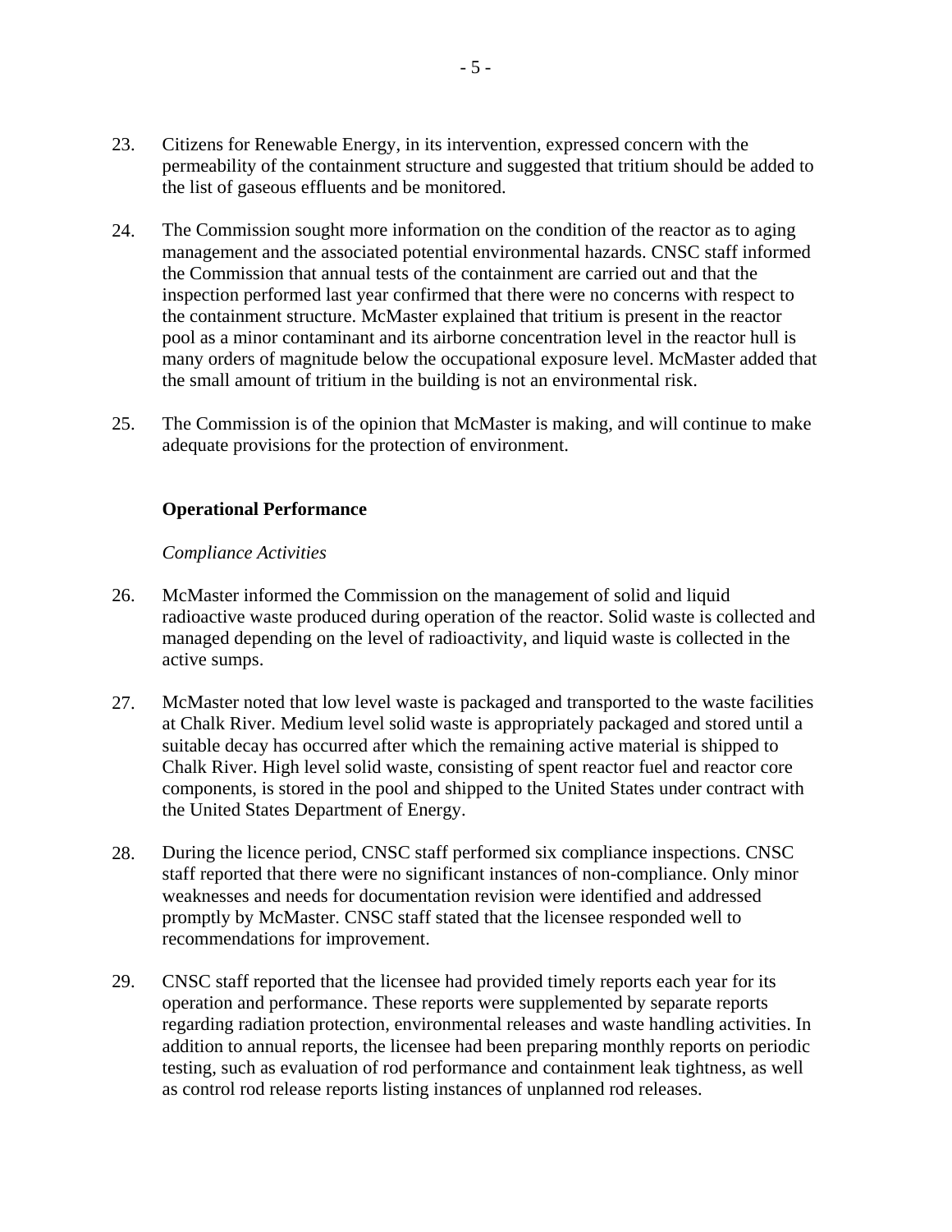23. Citizens for Renewable Energy, in its intervention, expressed concern with the permeability of the containment structure and suggested that tritium should be added to the list of gaseous effluents and be monitored.

24. The Commission sought more information on the condition of the reactor as to aging management and the associated potential environmental hazards. CNSC staff informed the Commission that annual tests of the containment are carried out and that the inspection performed last year confirmed that there were no concerns with respect to the containment structure. McMaster explained that tritium is present in the reactor pool as a minor contaminant and its airborne concentration level in the reactor hull is many orders of magnitude below the occupational exposure level. McMaster added that the small amount of tritium in the building is not an environmental risk.

25. The Commission is of the opinion that McMaster is making, and will continue to make adequate provisions for the protection of environment.

**Operational Performance**

*Compliance Activities*

26. McMaster informed the Commission on the management of solid and liquid radioactive waste produced during operation of the reactor. Solid waste is collected and managed depending on the level of radioactivity, and liquid waste is collected in the active sumps.

27. McMaster noted that low level waste is packaged and transported to the waste facilities at Chalk River. Medium level solid waste is appropriately packaged and stored until a suitable decay has occurred after which the remaining active material is shipped to Chalk River. High level solid waste, consisting of spent reactor fuel and reactor core components, is stored in the pool and shipped to the United States under contract with the United States Department of Energy.

28. During the licence period, CNSC staff performed six compliance inspections. CNSC staff reported that there were no significant instances of non-compliance. Only minor weaknesses and needs for documentation revision were identified and addressed promptly by McMaster. CNSC staff stated that the licensee responded well to recommendations for improvement.

29. CNSC staff reported that the licensee had provided timely reports each year for its operation and performance. These reports were supplemented by separate reports regarding radiation protection, environmental releases and waste handling activities. In addition to annual reports, the licensee had been preparing monthly reports on periodic testing, such as evaluation of rod performance and containment leak tightness, as well as control rod release reports listing instances of unplanned rod releases.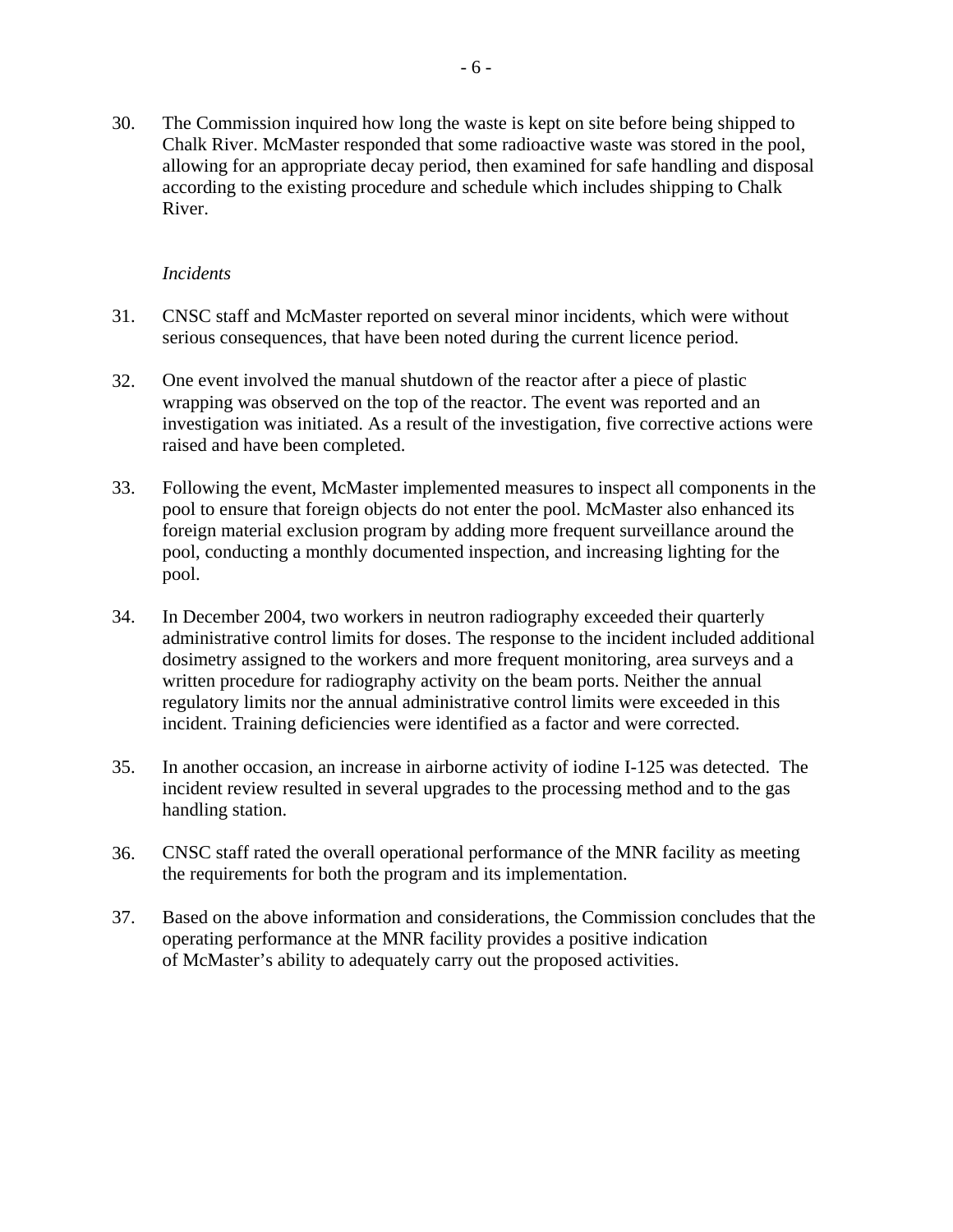30. The Commission inquired how long the waste is kept on site before being shipped to Chalk River. McMaster responded that some radioactive waste was stored in the pool, allowing for an appropriate decay period, then examined for safe handling and disposal according to the existing procedure and schedule which includes shipping to Chalk River.

*Incidents*

31. CNSC staff and McMaster reported on several minor incidents, which were without serious consequences, that have been noted during the current licence period.

32. One event involved the manual shutdown of the reactor after a piece of plastic wrapping was observed on the top of the reactor. The event was reported and an investigation was initiated. As a result of the investigation, five corrective actions were raised and have been completed.

33. Following the event, McMaster implemented measures to inspect all components in the pool to ensure that foreign objects do not enter the pool. McMaster also enhanced its foreign material exclusion program by adding more frequent surveillance around the pool, conducting a monthly documented inspection, and increasing lighting for the pool.

34. In December 2004, two workers in neutron radiography exceeded their quarterly administrative control limits for doses. The response to the incident included additional dosimetry assigned to the workers and more frequent monitoring, area surveys and a written procedure for radiography activity on the beam ports. Neither the annual regulatory limits nor the annual administrative control limits were exceeded in this incident. Training deficiencies were identified as a factor and were corrected.

35. In another occasion, an increase in airborne activity of iodine I-125 was detected. The incident review resulted in several upgrades to the processing method and to the gas handling station.

36. CNSC staff rated the overall operational performance of the MNR facility as meeting the requirements for both the program and its implementation.

37. Based on the above information and considerations, the Commission concludes that the operating performance at the MNR facility provides a positive indication of McMaster's ability to adequately carry out the proposed activities.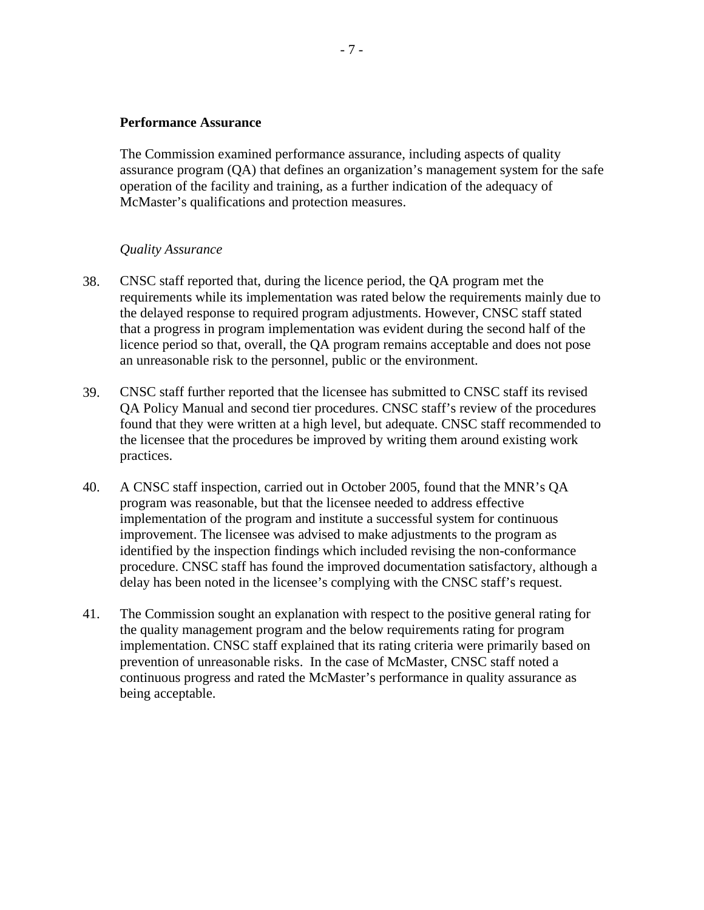**Performance Assurance**

The Commission examined performance assurance, including aspects of quality assurance program (QA) that defines an organization's management system for the safe operation of the facility and training, as a further indication of the adequacy of McMaster's qualifications and protection measures.

*Quality Assurance*

38. CNSC staff reported that, during the licence period, the QA program met the requirements while its implementation was rated below the requirements mainly due to the delayed response to required program adjustments. However, CNSC staff stated that a progress in program implementation was evident during the second half of the licence period so that, overall, the QA program remains acceptable and does not pose an unreasonable risk to the personnel, public or the environment.

39. CNSC staff further reported that the licensee has submitted to CNSC staff its revised QA Policy Manual and second tier procedures. CNSC staff's review of the procedures found that they were written at a high level, but adequate. CNSC staff recommended to the licensee that the procedures be improved by writing them around existing work practices.

40. A CNSC staff inspection, carried out in October 2005, found that the MNR's QA program was reasonable, but that the licensee needed to address effective implementation of the program and institute a successful system for continuous improvement. The licensee was advised to make adjustments to the program as identified by the inspection findings which included revising the non-conformance procedure. CNSC staff has found the improved documentation satisfactory, although a delay has been noted in the licensee's complying with the CNSC staff's request.

41. The Commission sought an explanation with respect to the positive general rating for the quality management program and the below requirements rating for program implementation. CNSC staff explained that its rating criteria were primarily based on prevention of unreasonable risks. In the case of McMaster, CNSC staff noted a continuous progress and rated the McMaster's performance in quality assurance as being acceptable.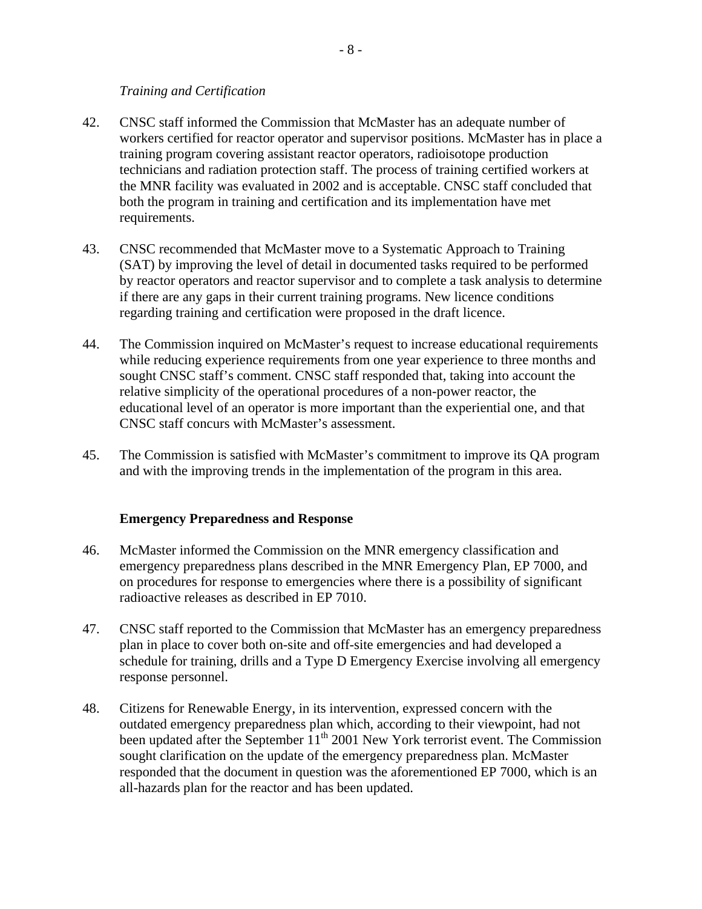*Training and Certification*

42. CNSC staff informed the Commission that McMaster has an adequate number of workers certified for reactor operator and supervisor positions. McMaster has in place a training program covering assistant reactor operators, radioisotope production technicians and radiation protection staff. The process of training certified workers at the MNR facility was evaluated in 2002 and is acceptable. CNSC staff concluded that both the program in training and certification and its implementation have met requirements.

43. CNSC recommended that McMaster move to a Systematic Approach to Training (SAT) by improving the level of detail in documented tasks required to be performed by reactor operators and reactor supervisor and to complete a task analysis to determine if there are any gaps in their current training programs. New licence conditions regarding training and certification were proposed in the draft licence.

44. The Commission inquired on McMaster's request to increase educational requirements while reducing experience requirements from one year experience to three months and sought CNSC staff's comment. CNSC staff responded that, taking into account the relative simplicity of the operational procedures of a non-power reactor, the educational level of an operator is more important than the experiential one, and that CNSC staff concurs with McMaster's assessment.

45. The Commission is satisfied with McMaster's commitment to improve its QA program and with the improving trends in the implementation of the program in this area.

**Emergency Preparedness and Response**

46. McMaster informed the Commission on the MNR emergency classification and emergency preparedness plans described in the MNR Emergency Plan, EP 7000, and on procedures for response to emergencies where there is a possibility of significant radioactive releases as described in EP 7010.

47. CNSC staff reported to the Commission that McMaster has an emergency preparedness plan in place to cover both on-site and off-site emergencies and had developed a schedule for training, drills and a Type D Emergency Exercise involving all emergency response personnel.

48. Citizens for Renewable Energy, in its intervention, expressed concern with the outdated emergency preparedness plan which, according to their viewpoint, had not been updated after the September 11th 2001 New York terrorist event. The Commission sought clarification on the update of the emergency preparedness plan. McMaster responded that the document in question was the aforementioned EP 7000, which is an all-hazards plan for the reactor and has been updated.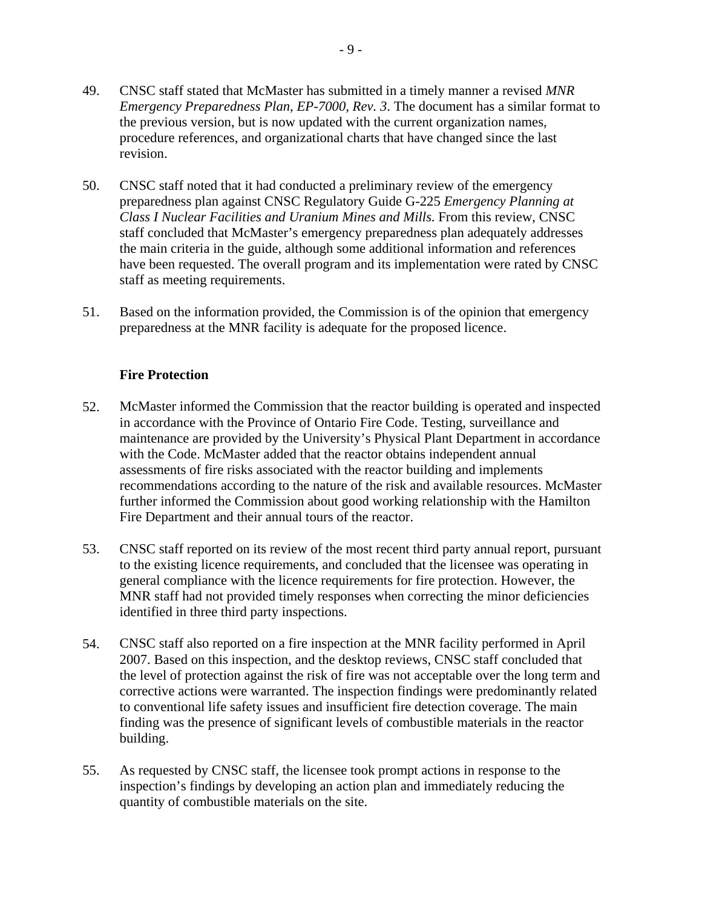49. CNSC staff stated that McMaster has submitted in a timely manner a revised *MNR Emergency Preparedness Plan, EP-7000, Rev. 3*. The document has a similar format to the previous version, but is now updated with the current organization names, procedure references, and organizational charts that have changed since the last revision.

50. CNSC staff noted that it had conducted a preliminary review of the emergency preparedness plan against CNSC Regulatory Guide G-225 *Emergency Planning at Class I Nuclear Facilities and Uranium Mines and Mills.* From this review, CNSC staff concluded that McMaster's emergency preparedness plan adequately addresses the main criteria in the guide, although some additional information and references have been requested. The overall program and its implementation were rated by CNSC staff as meeting requirements.

51. Based on the information provided, the Commission is of the opinion that emergency preparedness at the MNR facility is adequate for the proposed licence.

### Fire Protection

52. McMaster informed the Commission that the reactor building is operated and inspected in accordance with the Province of Ontario Fire Code. Testing, surveillance and maintenance are provided by the University's Physical Plant Department in accordance with the Code. McMaster added that the reactor obtains independent annual assessments of fire risks associated with the reactor building and implements recommendations according to the nature of the risk and available resources. McMaster further informed the Commission about good working relationship with the Hamilton Fire Department and their annual tours of the reactor.

53. CNSC staff reported on its review of the most recent third party annual report, pursuant to the existing licence requirements, and concluded that the licensee was operating in general compliance with the licence requirements for fire protection. However, the MNR staff had not provided timely responses when correcting the minor deficiencies identified in three third party inspections.

54. CNSC staff also reported on a fire inspection at the MNR facility performed in April 2007. Based on this inspection, and the desktop reviews, CNSC staff concluded that the level of protection against the risk of fire was not acceptable over the long term and corrective actions were warranted. The inspection findings were predominantly related to conventional life safety issues and insufficient fire detection coverage. The main finding was the presence of significant levels of combustible materials in the reactor building.

55. As requested by CNSC staff, the licensee took prompt actions in response to the inspection's findings by developing an action plan and immediately reducing the quantity of combustible materials on the site.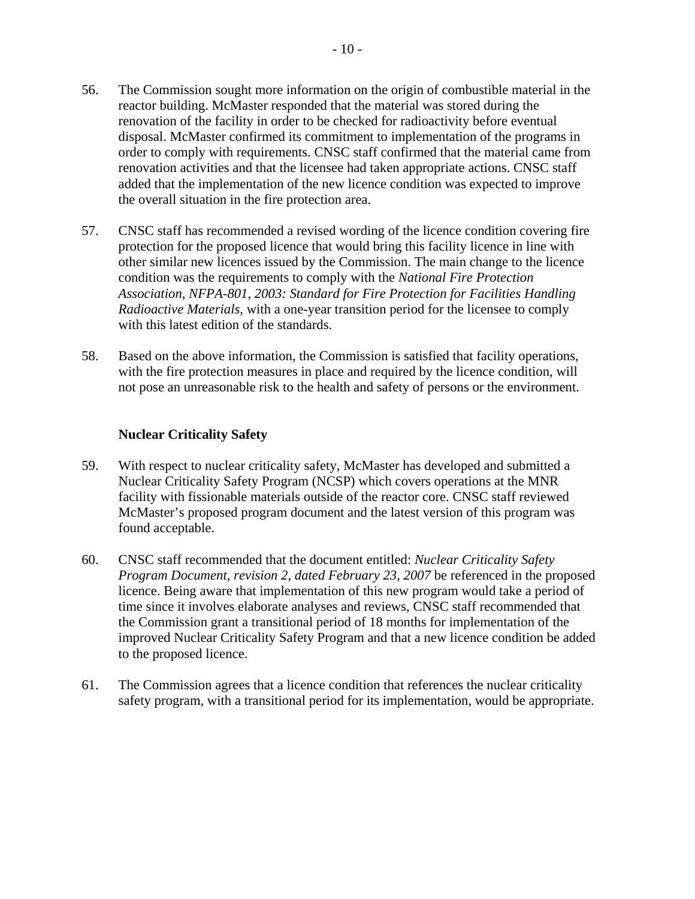56. The Commission sought more information on the origin of combustible material in the reactor building. McMaster responded that the material was stored during the renovation of the facility in order to be checked for radioactivity before eventual disposal. McMaster confirmed its commitment to implementation of the programs in order to comply with requirements. CNSC staff confirmed that the material came from renovation activities and that the licensee had taken appropriate actions. CNSC staff added that the implementation of the new licence condition was expected to improve the overall situation in the fire protection area.

57. CNSC staff has recommended a revised wording of the licence condition covering fire protection for the proposed licence that would bring this facility licence in line with other similar new licences issued by the Commission. The main change to the licence condition was the requirements to comply with the *National Fire Protection Association, NFPA-801, 2003: Standard for Fire Protection for Facilities Handling Radioactive Materials*, with a one-year transition period for the licensee to comply with this latest edition of the standards.

58. Based on the above information, the Commission is satisfied that facility operations, with the fire protection measures in place and required by the licence condition, will not pose an unreasonable risk to the health and safety of persons or the environment.

**Nuclear Criticality Safety**

59. With respect to nuclear criticality safety, McMaster has developed and submitted a Nuclear Criticality Safety Program (NCSP) which covers operations at the MNR facility with fissionable materials outside of the reactor core. CNSC staff reviewed McMaster's proposed program document and the latest version of this program was found acceptable.

60. CNSC staff recommended that the document entitled: *Nuclear Criticality Safety Program Document, revision 2, dated February 23, 2007* be referenced in the proposed licence. Being aware that implementation of this new program would take a period of time since it involves elaborate analyses and reviews, CNSC staff recommended that the Commission grant a transitional period of 18 months for implementation of the improved Nuclear Criticality Safety Program and that a new licence condition be added to the proposed licence.

61. The Commission agrees that a licence condition that references the nuclear criticality safety program, with a transitional period for its implementation, would be appropriate.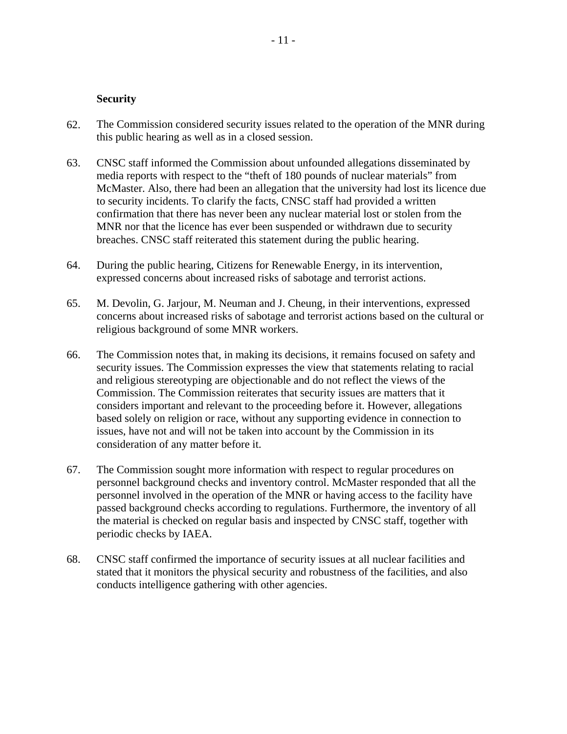**Security**

62. The Commission considered security issues related to the operation of the MNR during this public hearing as well as in a closed session.

63. CNSC staff informed the Commission about unfounded allegations disseminated by media reports with respect to the “theft of 180 pounds of nuclear materials” from McMaster. Also, there had been an allegation that the university had lost its licence due to security incidents. To clarify the facts, CNSC staff had provided a written confirmation that there has never been any nuclear material lost or stolen from the MNR nor that the licence has ever been suspended or withdrawn due to security breaches. CNSC staff reiterated this statement during the public hearing.

64. During the public hearing, Citizens for Renewable Energy, in its intervention, expressed concerns about increased risks of sabotage and terrorist actions.

65. M. Devolin, G. Jarjour, M. Neuman and J. Cheung, in their interventions, expressed concerns about increased risks of sabotage and terrorist actions based on the cultural or religious background of some MNR workers.

66. The Commission notes that, in making its decisions, it remains focused on safety and security issues. The Commission expresses the view that statements relating to racial and religious stereotyping are objectionable and do not reflect the views of the Commission. The Commission reiterates that security issues are matters that it considers important and relevant to the proceeding before it. However, allegations based solely on religion or race, without any supporting evidence in connection to issues, have not and will not be taken into account by the Commission in its consideration of any matter before it.

67. The Commission sought more information with respect to regular procedures on personnel background checks and inventory control. McMaster responded that all the personnel involved in the operation of the MNR or having access to the facility have passed background checks according to regulations. Furthermore, the inventory of all the material is checked on regular basis and inspected by CNSC staff, together with periodic checks by IAEA.

68. CNSC staff confirmed the importance of security issues at all nuclear facilities and stated that it monitors the physical security and robustness of the facilities, and also conducts intelligence gathering with other agencies.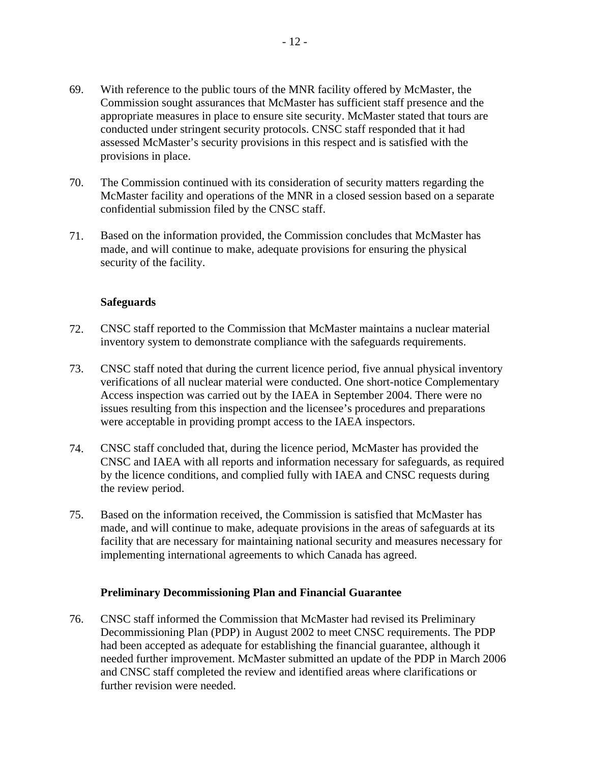69. With reference to the public tours of the MNR facility offered by McMaster, the Commission sought assurances that McMaster has sufficient staff presence and the appropriate measures in place to ensure site security. McMaster stated that tours are conducted under stringent security protocols. CNSC staff responded that it had assessed McMaster's security provisions in this respect and is satisfied with the provisions in place.

70. The Commission continued with its consideration of security matters regarding the McMaster facility and operations of the MNR in a closed session based on a separate confidential submission filed by the CNSC staff.

71. Based on the information provided, the Commission concludes that McMaster has made, and will continue to make, adequate provisions for ensuring the physical security of the facility.

**Safeguards**

72. CNSC staff reported to the Commission that McMaster maintains a nuclear material inventory system to demonstrate compliance with the safeguards requirements.

73. CNSC staff noted that during the current licence period, five annual physical inventory verifications of all nuclear material were conducted. One short-notice Complementary Access inspection was carried out by the IAEA in September 2004. There were no issues resulting from this inspection and the licensee's procedures and preparations were acceptable in providing prompt access to the IAEA inspectors.

74. CNSC staff concluded that, during the licence period, McMaster has provided the CNSC and IAEA with all reports and information necessary for safeguards, as required by the licence conditions, and complied fully with IAEA and CNSC requests during the review period.

75. Based on the information received, the Commission is satisfied that McMaster has made, and will continue to make, adequate provisions in the areas of safeguards at its facility that are necessary for maintaining national security and measures necessary for implementing international agreements to which Canada has agreed.

**Preliminary Decommissioning Plan and Financial Guarantee**

76. CNSC staff informed the Commission that McMaster had revised its Preliminary Decommissioning Plan (PDP) in August 2002 to meet CNSC requirements. The PDP had been accepted as adequate for establishing the financial guarantee, although it needed further improvement. McMaster submitted an update of the PDP in March 2006 and CNSC staff completed the review and identified areas where clarifications or further revision were needed.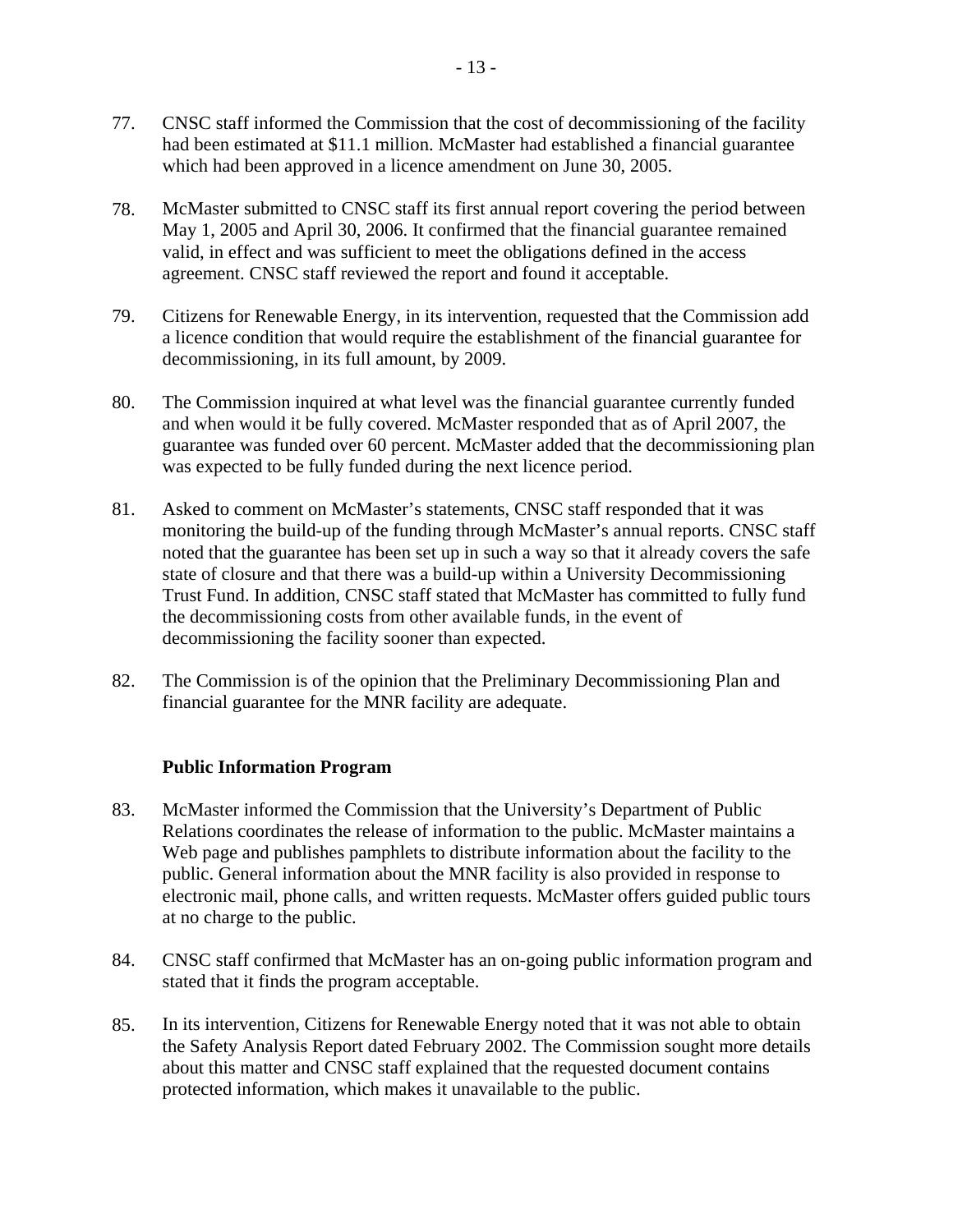77. CNSC staff informed the Commission that the cost of decommissioning of the facility had been estimated at $11.1 million. McMaster had established a financial guarantee which had been approved in a licence amendment on June 30, 2005.

78. McMaster submitted to CNSC staff its first annual report covering the period between May 1, 2005 and April 30, 2006. It confirmed that the financial guarantee remained valid, in effect and was sufficient to meet the obligations defined in the access agreement. CNSC staff reviewed the report and found it acceptable.

79. Citizens for Renewable Energy, in its intervention, requested that the Commission add a licence condition that would require the establishment of the financial guarantee for decommissioning, in its full amount, by 2009.

80. The Commission inquired at what level was the financial guarantee currently funded and when would it be fully covered. McMaster responded that as of April 2007, the guarantee was funded over 60 percent. McMaster added that the decommissioning plan was expected to be fully funded during the next licence period.

81. Asked to comment on McMaster's statements, CNSC staff responded that it was monitoring the build-up of the funding through McMaster's annual reports. CNSC staff noted that the guarantee has been set up in such a way so that it already covers the safe state of closure and that there was a build-up within a University Decommissioning Trust Fund. In addition, CNSC staff stated that McMaster has committed to fully fund the decommissioning costs from other available funds, in the event of decommissioning the facility sooner than expected.

82. The Commission is of the opinion that the Preliminary Decommissioning Plan and financial guarantee for the MNR facility are adequate.

### Public Information Program

83. McMaster informed the Commission that the University's Department of Public Relations coordinates the release of information to the public. McMaster maintains a Web page and publishes pamphlets to distribute information about the facility to the public. General information about the MNR facility is also provided in response to electronic mail, phone calls, and written requests. McMaster offers guided public tours at no charge to the public.

84. CNSC staff confirmed that McMaster has an on-going public information program and stated that it finds the program acceptable.

85. In its intervention, Citizens for Renewable Energy noted that it was not able to obtain the Safety Analysis Report dated February 2002. The Commission sought more details about this matter and CNSC staff explained that the requested document contains protected information, which makes it unavailable to the public.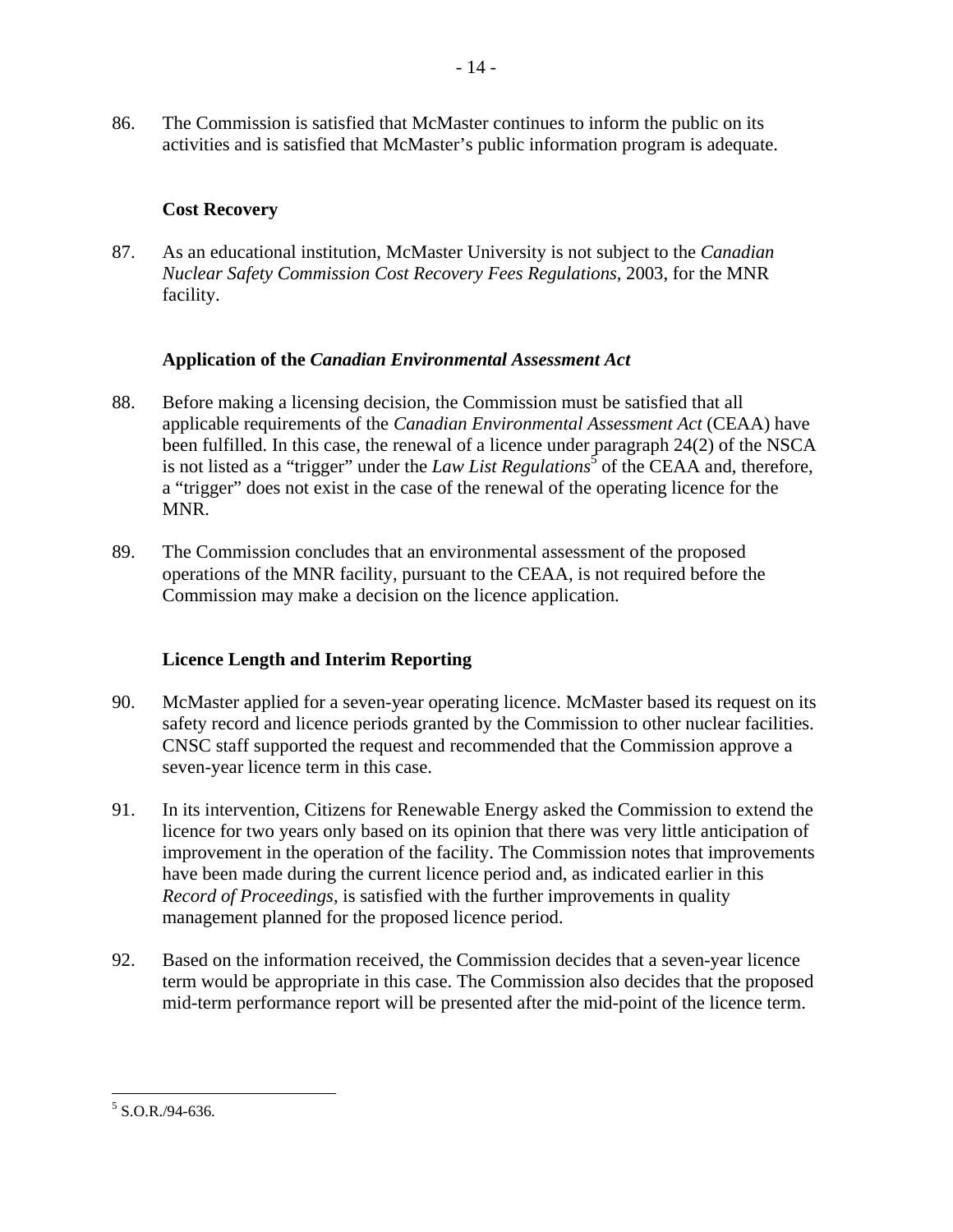86. The Commission is satisfied that McMaster continues to inform the public on its activities and is satisfied that McMaster's public information program is adequate.

### Cost Recovery

87. As an educational institution, McMaster University is not subject to the *Canadian Nuclear Safety Commission Cost Recovery Fees Regulations*, 2003, for the MNR facility.

### Application of the *Canadian Environmental Assessment Act*

88. Before making a licensing decision, the Commission must be satisfied that all applicable requirements of the *Canadian Environmental Assessment Act* (CEAA) have been fulfilled. In this case, the renewal of a licence under paragraph 24(2) of the NSCA is not listed as a "trigger" under the *Law List Regulations*[5] of the CEAA and, therefore, a "trigger" does not exist in the case of the renewal of the operating licence for the MNR.

89. The Commission concludes that an environmental assessment of the proposed operations of the MNR facility, pursuant to the CEAA, is not required before the Commission may make a decision on the licence application.

### Licence Length and Interim Reporting

90. McMaster applied for a seven-year operating licence. McMaster based its request on its safety record and licence periods granted by the Commission to other nuclear facilities. CNSC staff supported the request and recommended that the Commission approve a seven-year licence term in this case.

91. In its intervention, Citizens for Renewable Energy asked the Commission to extend the licence for two years only based on its opinion that there was very little anticipation of improvement in the operation of the facility. The Commission notes that improvements have been made during the current licence period and, as indicated earlier in this *Record of Proceedings*, is satisfied with the further improvements in quality management planned for the proposed licence period.

92. Based on the information received, the Commission decides that a seven-year licence term would be appropriate in this case. The Commission also decides that the proposed mid-term performance report will be presented after the mid-point of the licence term.

---

[5] S.O.R./94-636.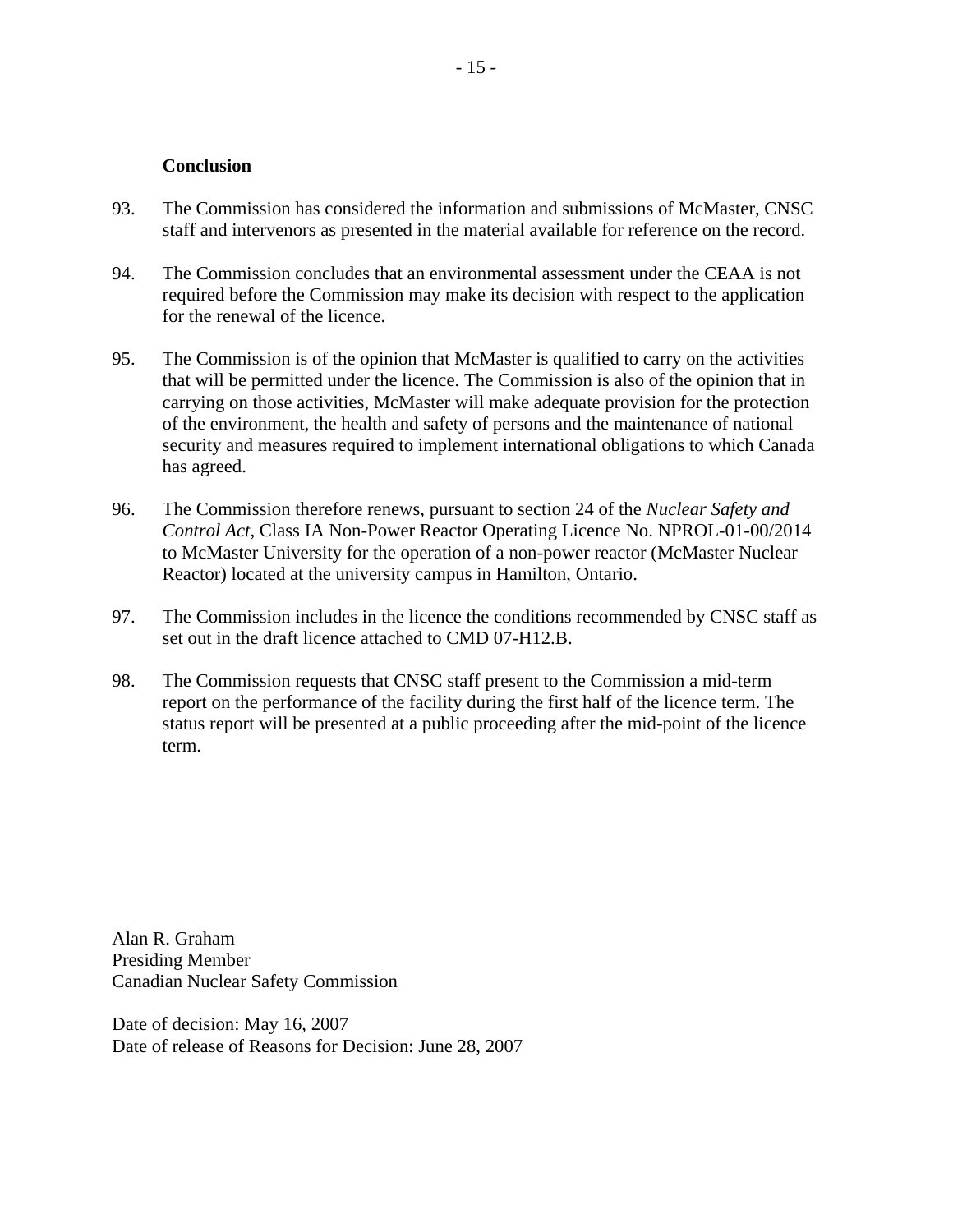## Conclusion

93. The Commission has considered the information and submissions of McMaster, CNSC staff and intervenors as presented in the material available for reference on the record.

94. The Commission concludes that an environmental assessment under the CEAA is not required before the Commission may make its decision with respect to the application for the renewal of the licence.

95. The Commission is of the opinion that McMaster is qualified to carry on the activities that will be permitted under the licence. The Commission is also of the opinion that in carrying on those activities, McMaster will make adequate provision for the protection of the environment, the health and safety of persons and the maintenance of national security and measures required to implement international obligations to which Canada has agreed.

96. The Commission therefore renews, pursuant to section 24 of the *Nuclear Safety and Control Act*, Class IA Non-Power Reactor Operating Licence No. NPROL-01-00/2014 to McMaster University for the operation of a non-power reactor (McMaster Nuclear Reactor) located at the university campus in Hamilton, Ontario.

97. The Commission includes in the licence the conditions recommended by CNSC staff as set out in the draft licence attached to CMD 07-H12.B.

98. The Commission requests that CNSC staff present to the Commission a mid-term report on the performance of the facility during the first half of the licence term. The status report will be presented at a public proceeding after the mid-point of the licence term.

Alan R. Graham
Presiding Member
Canadian Nuclear Safety Commission

Date of decision: May 16, 2007
Date of release of Reasons for Decision: June 28, 2007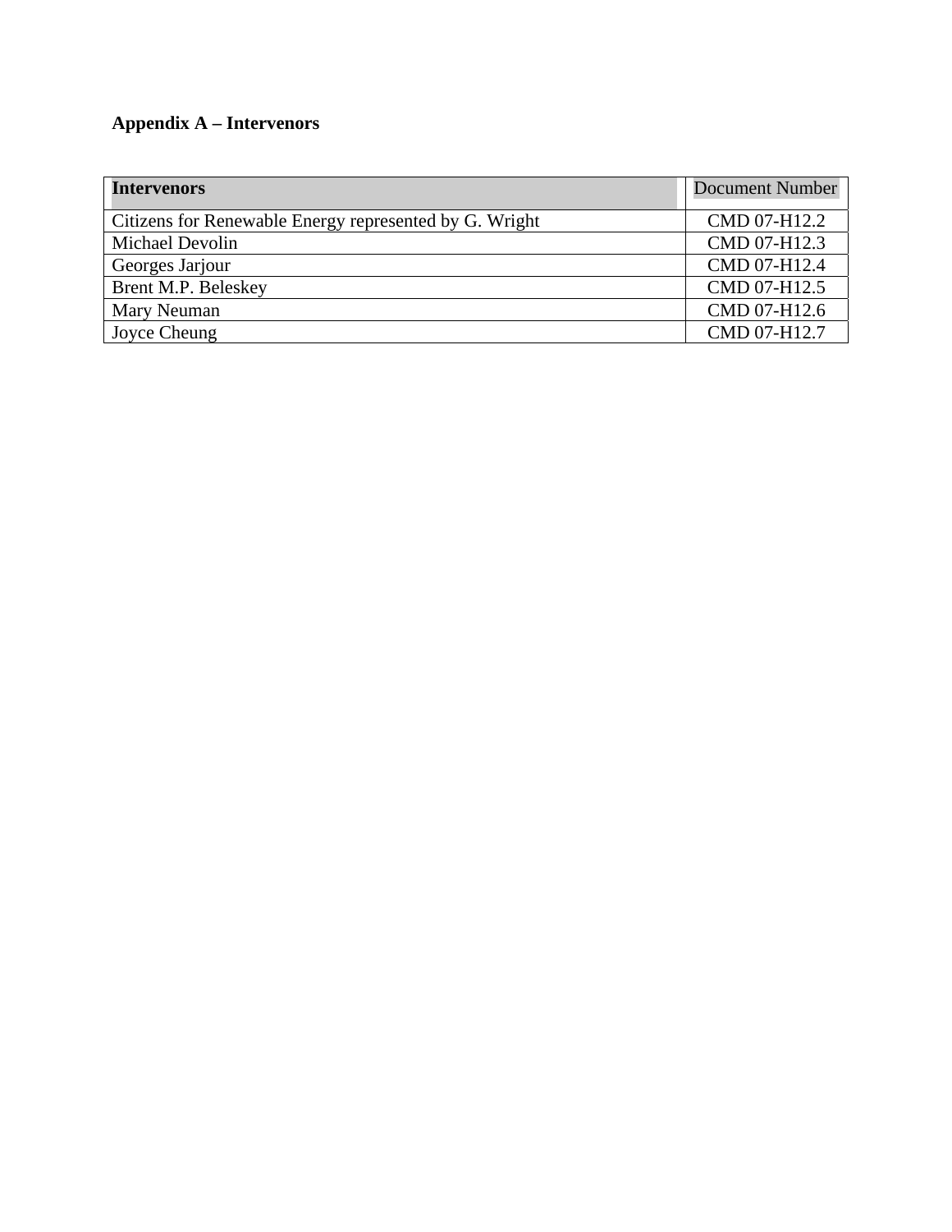**Appendix A – Intervenors**

| **Intervenors** | Document Number |
| --- | --- |
| Citizens for Renewable Energy represented by G. Wright | CMD 07-H12.2 |
| Michael Devolin | CMD 07-H12.3 |
| Georges Jarjour | CMD 07-H12.4 |
| Brent M.P. Beleskey | CMD 07-H12.5 |
| Mary Neuman | CMD 07-H12.6 |
| Joyce Cheung | CMD 07-H12.7 |